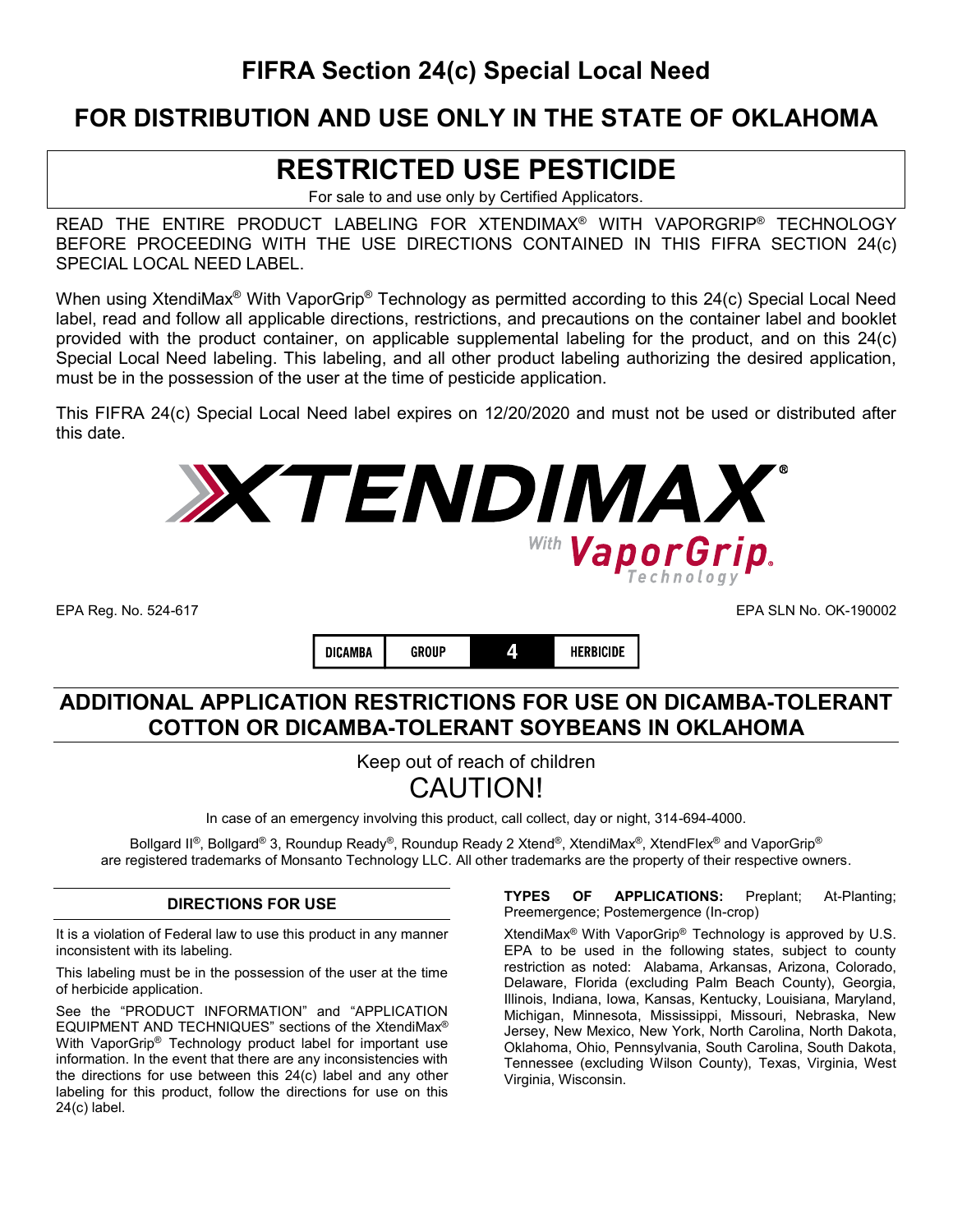# FIFRA Section 24(c) Special Local Need

# FOR DISTRIBUTION AND USE ONLY IN THE STATE OF OKLAHOMA

## RESTRICTED USE PESTICIDE

For sale to and use only by Certified Applicators.

READ THE ENTIRE PRODUCT LABELING FOR XTENDIMAX® WITH VAPORGRIP® TECHNOLOGY BEFORE PROCEEDING WITH THE USE DIRECTIONS CONTAINED IN THIS FIFRA SECTION 24(c) SPECIAL LOCAL NEED LABEL.

When using XtendiMax® With VaporGrip® Technology as permitted according to this 24(c) Special Local Need label, read and follow all applicable directions, restrictions, and precautions on the container label and booklet provided with the product container, on applicable supplemental labeling for the product, and on this 24(c) Special Local Need labeling. This labeling, and all other product labeling authorizing the desired application, must be in the possession of the user at the time of pesticide application.

This FIFRA 24(c) Special Local Need label expires on 12/20/2020 and must not be used or distributed after this date.

**XTENDIMAX®** With **VaporGrip®** Technology

EPA Reg. No. 524-617

EPA SLN No. OK-190002

| DICAMBA | GROUP | 4 | HERBICIDE |
|---|---|---|---|

## ADDITIONAL APPLICATION RESTRICTIONS FOR USE ON DICAMBA-TOLERANT COTTON OR DICAMBA-TOLERANT SOYBEANS IN OKLAHOMA

Keep out of reach of children

CAUTION!

In case of an emergency involving this product, call collect, day or night, 314-694-4000.

Bollgard II®, Bollgard® 3, Roundup Ready®, Roundup Ready 2 Xtend®, XtendiMax®, XtendFlex® and VaporGrip® are registered trademarks of Monsanto Technology LLC. All other trademarks are the property of their respective owners.

### DIRECTIONS FOR USE

It is a violation of Federal law to use this product in any manner inconsistent with its labeling.

This labeling must be in the possession of the user at the time of herbicide application.

See the "PRODUCT INFORMATION" and "APPLICATION EQUIPMENT AND TECHNIQUES" sections of the XtendiMax® With VaporGrip® Technology product label for important use information. In the event that there are any inconsistencies with the directions for use between this 24(c) label and any other labeling for this product, follow the directions for use on this 24(c) label.

**TYPES OF APPLICATIONS:** Preplant; At-Planting; Preemergence; Postemergence (In-crop)

XtendiMax® With VaporGrip® Technology is approved by U.S. EPA to be used in the following states, subject to county restriction as noted: Alabama, Arkansas, Arizona, Colorado, Delaware, Florida (excluding Palm Beach County), Georgia, Illinois, Indiana, Iowa, Kansas, Kentucky, Louisiana, Maryland, Michigan, Minnesota, Mississippi, Missouri, Nebraska, New Jersey, New Mexico, New York, North Carolina, North Dakota, Oklahoma, Ohio, Pennsylvania, South Carolina, South Dakota, Tennessee (excluding Wilson County), Texas, Virginia, West Virginia, Wisconsin.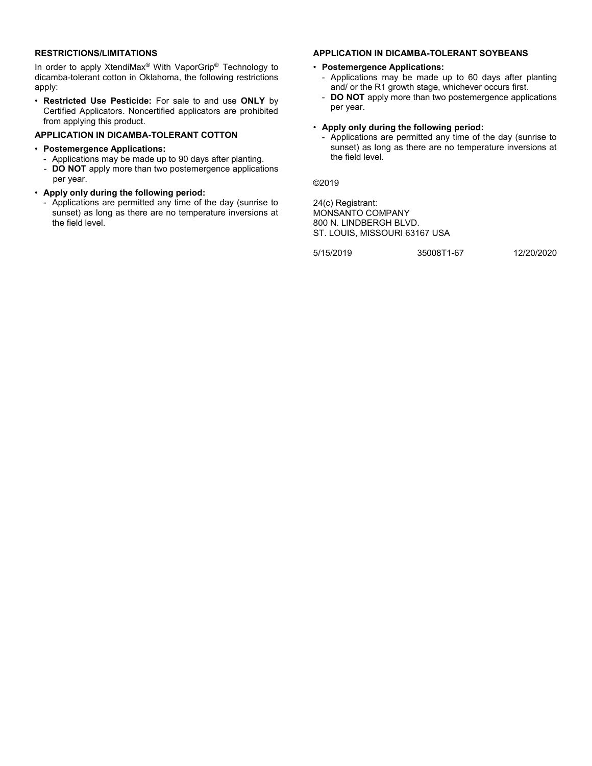### RESTRICTIONS/LIMITATIONS

In order to apply XtendiMax® With VaporGrip® Technology to dicamba-tolerant cotton in Oklahoma, the following restrictions apply:

- **Restricted Use Pesticide:** For sale to and use **ONLY** by Certified Applicators. Noncertified applicators are prohibited from applying this product.

### APPLICATION IN DICAMBA-TOLERANT COTTON

- **Postemergence Applications:**
  - Applications may be made up to 90 days after planting.
  - **DO NOT** apply more than two postemergence applications per year.
- **Apply only during the following period:**
  - Applications are permitted any time of the day (sunrise to sunset) as long as there are no temperature inversions at the field level.

### APPLICATION IN DICAMBA-TOLERANT SOYBEANS

- **Postemergence Applications:**
  - Applications may be made up to 60 days after planting and/ or the R1 growth stage, whichever occurs first.
  - **DO NOT** apply more than two postemergence applications per year.
- **Apply only during the following period:**
  - Applications are permitted any time of the day (sunrise to sunset) as long as there are no temperature inversions at the field level.

©2019

24(c) Registrant:
MONSANTO COMPANY
800 N. LINDBERGH BLVD.
ST. LOUIS, MISSOURI 63167 USA

5/15/2019 35008T1-67 12/20/2020